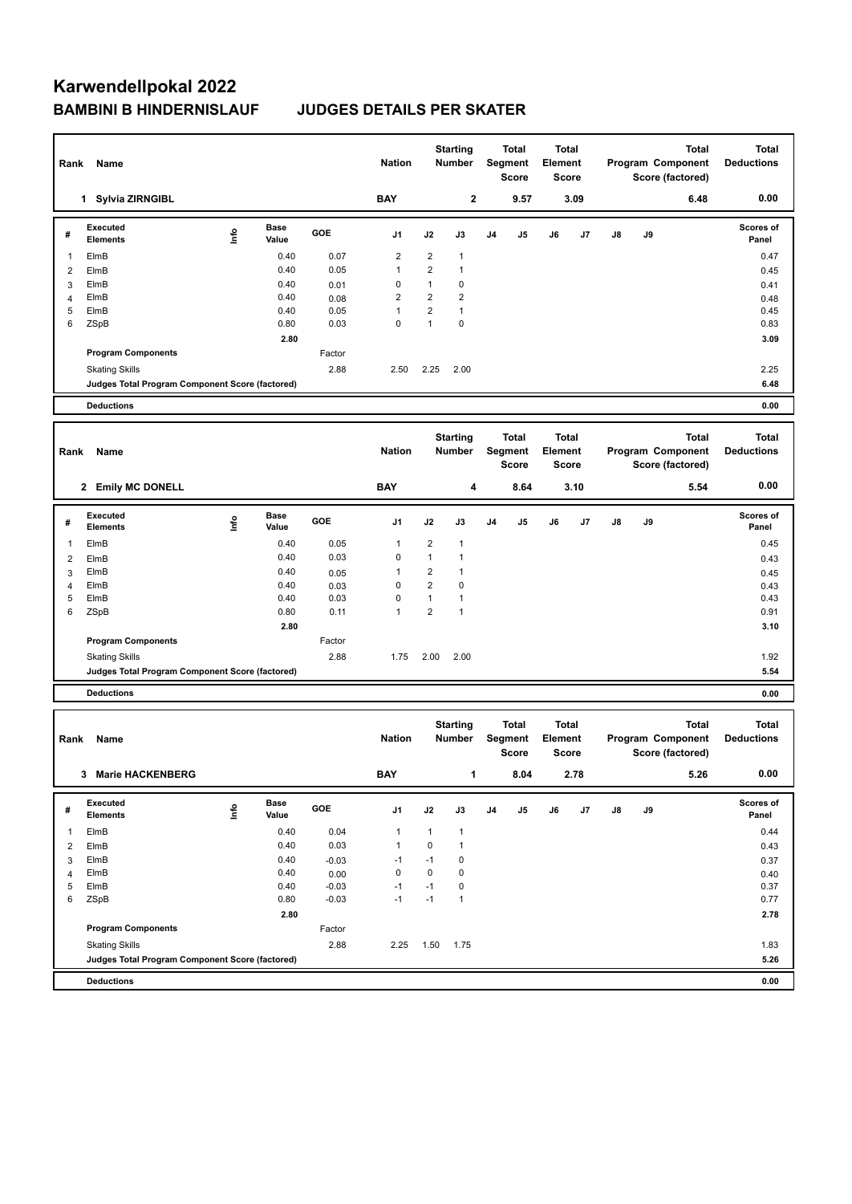# Karwendellpokal 2022

## BAMBINI B HINDERNISLAUF JUDGES DETAILS PER SKATER

| Rank | Name | Nation | Starting Number | Total Segment Score | Total Element Score | Total Program Component Score (factored) | Total Deductions |
|---|---|---|---|---|---|---|---|
| 1 | Sylvia ZIRNGIBL | BAY | 2 | 9.57 | 3.09 | 6.48 | 0.00 |

| # | Executed Elements | Info | Base Value | GOE | J1 | J2 | J3 | J4 | J5 | J6 | J7 | J8 | J9 | Scores of Panel |
|---|---|---|---|---|---|---|---|---|---|---|---|---|---|---|
| 1 | ElmB | | 0.40 | 0.07 | 2 | 2 | 1 | | | | | | | 0.47 |
| 2 | ElmB | | 0.40 | 0.05 | 1 | 2 | 1 | | | | | | | 0.45 |
| 3 | ElmB | | 0.40 | 0.01 | 0 | 1 | 0 | | | | | | | 0.41 |
| 4 | ElmB | | 0.40 | 0.08 | 2 | 2 | 2 | | | | | | | 0.48 |
| 5 | ElmB | | 0.40 | 0.05 | 1 | 2 | 1 | | | | | | | 0.45 |
| 6 | ZSpB | | 0.80 | 0.03 | 0 | 1 | 0 | | | | | | | 0.83 |
| | | | 2.80 | | | | | | | | | | | 3.09 |
| | **Program Components** | | | Factor | | | | | | | | | | |
| | Skating Skills | | | 2.88 | 2.50 | 2.25 | 2.00 | | | | | | | 2.25 |
| | **Judges Total Program Component Score (factored)** | | | | | | | | | | | | | 6.48 |
| | **Deductions** | | | | | | | | | | | | | 0.00 |

| Rank | Name | Nation | Starting Number | Total Segment Score | Total Element Score | Total Program Component Score (factored) | Total Deductions |
|---|---|---|---|---|---|---|---|
| 2 | Emily MC DONELL | BAY | 4 | 8.64 | 3.10 | 5.54 | 0.00 |

| # | Executed Elements | Info | Base Value | GOE | J1 | J2 | J3 | J4 | J5 | J6 | J7 | J8 | J9 | Scores of Panel |
|---|---|---|---|---|---|---|---|---|---|---|---|---|---|---|
| 1 | ElmB | | 0.40 | 0.05 | 1 | 2 | 1 | | | | | | | 0.45 |
| 2 | ElmB | | 0.40 | 0.03 | 0 | 1 | 1 | | | | | | | 0.43 |
| 3 | ElmB | | 0.40 | 0.05 | 1 | 2 | 1 | | | | | | | 0.45 |
| 4 | ElmB | | 0.40 | 0.03 | 0 | 2 | 0 | | | | | | | 0.43 |
| 5 | ElmB | | 0.40 | 0.03 | 0 | 1 | 1 | | | | | | | 0.43 |
| 6 | ZSpB | | 0.80 | 0.11 | 1 | 2 | 1 | | | | | | | 0.91 |
| | | | 2.80 | | | | | | | | | | | 3.10 |
| | **Program Components** | | | Factor | | | | | | | | | | |
| | Skating Skills | | | 2.88 | 1.75 | 2.00 | 2.00 | | | | | | | 1.92 |
| | **Judges Total Program Component Score (factored)** | | | | | | | | | | | | | 5.54 |
| | **Deductions** | | | | | | | | | | | | | 0.00 |

| Rank | Name | Nation | Starting Number | Total Segment Score | Total Element Score | Total Program Component Score (factored) | Total Deductions |
|---|---|---|---|---|---|---|---|
| 3 | Marie HACKENBERG | BAY | 1 | 8.04 | 2.78 | 5.26 | 0.00 |

| # | Executed Elements | Info | Base Value | GOE | J1 | J2 | J3 | J4 | J5 | J6 | J7 | J8 | J9 | Scores of Panel |
|---|---|---|---|---|---|---|---|---|---|---|---|---|---|---|
| 1 | ElmB | | 0.40 | 0.04 | 1 | 1 | 1 | | | | | | | 0.44 |
| 2 | ElmB | | 0.40 | 0.03 | 1 | 0 | 1 | | | | | | | 0.43 |
| 3 | ElmB | | 0.40 | -0.03 | -1 | -1 | 0 | | | | | | | 0.37 |
| 4 | ElmB | | 0.40 | 0.00 | 0 | 0 | 0 | | | | | | | 0.40 |
| 5 | ElmB | | 0.40 | -0.03 | -1 | -1 | 0 | | | | | | | 0.37 |
| 6 | ZSpB | | 0.80 | -0.03 | -1 | -1 | 1 | | | | | | | 0.77 |
| | | | 2.80 | | | | | | | | | | | 2.78 |
| | **Program Components** | | | Factor | | | | | | | | | | |
| | Skating Skills | | | 2.88 | 2.25 | 1.50 | 1.75 | | | | | | | 1.83 |
| | **Judges Total Program Component Score (factored)** | | | | | | | | | | | | | 5.26 |
| | **Deductions** | | | | | | | | | | | | | 0.00 |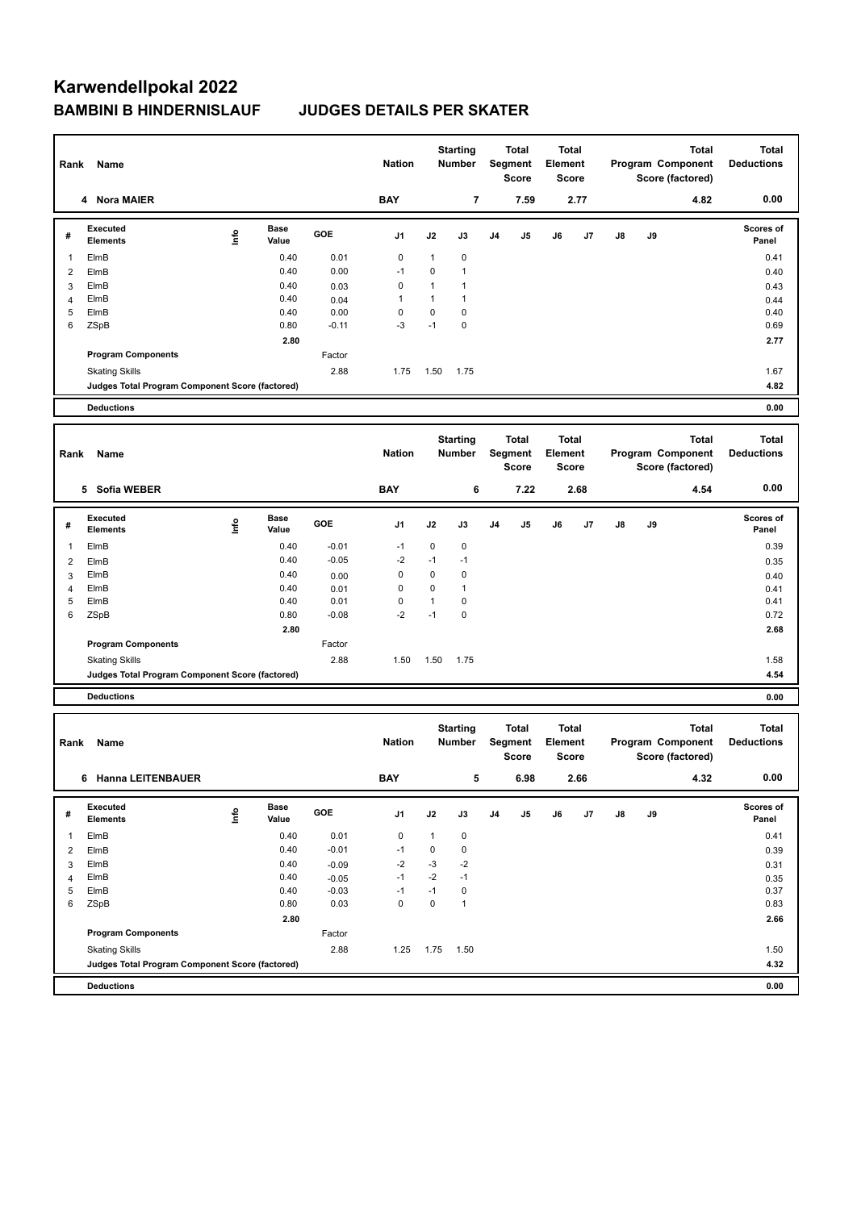# Karwendellpokal 2022

## BAMBINI B HINDERNISLAUF JUDGES DETAILS PER SKATER

| Rank | Name | Nation | Starting Number | Total Segment Score | Total Element Score | Total Program Component Score (factored) | Total Deductions |
|---|---|---|---|---|---|---|---|
| 4 | Nora MAIER | BAY | 7 | 7.59 | 2.77 | 4.82 | 0.00 |

| # | Executed Elements | Info | Base Value | GOE | J1 | J2 | J3 | J4 | J5 | J6 | J7 | J8 | J9 | Scores of Panel |
|---|---|---|---|---|---|---|---|---|---|---|---|---|---|---|
| 1 | ElmB | | 0.40 | 0.01 | 0 | 1 | 0 | | | | | | | 0.41 |
| 2 | ElmB | | 0.40 | 0.00 | -1 | 0 | 1 | | | | | | | 0.40 |
| 3 | ElmB | | 0.40 | 0.03 | 0 | 1 | 1 | | | | | | | 0.43 |
| 4 | ElmB | | 0.40 | 0.04 | 1 | 1 | 1 | | | | | | | 0.44 |
| 5 | ElmB | | 0.40 | 0.00 | 0 | 0 | 0 | | | | | | | 0.40 |
| 6 | ZSpB | | 0.80 | -0.11 | -3 | -1 | 0 | | | | | | | 0.69 |
| | | | 2.80 | | | | | | | | | | | 2.77 |
| | Program Components | | | Factor | | | | | | | | | | |
| | Skating Skills | | | 2.88 | 1.75 | 1.50 | 1.75 | | | | | | | 1.67 |
| | Judges Total Program Component Score (factored) | | | | | | | | | | | | | 4.82 |
| | Deductions | | | | | | | | | | | | | 0.00 |

| Rank | Name | Nation | Starting Number | Total Segment Score | Total Element Score | Total Program Component Score (factored) | Total Deductions |
|---|---|---|---|---|---|---|---|
| 5 | Sofia WEBER | BAY | 6 | 7.22 | 2.68 | 4.54 | 0.00 |

| # | Executed Elements | Info | Base Value | GOE | J1 | J2 | J3 | J4 | J5 | J6 | J7 | J8 | J9 | Scores of Panel |
|---|---|---|---|---|---|---|---|---|---|---|---|---|---|---|
| 1 | ElmB | | 0.40 | -0.01 | -1 | 0 | 0 | | | | | | | 0.39 |
| 2 | ElmB | | 0.40 | -0.05 | -2 | -1 | -1 | | | | | | | 0.35 |
| 3 | ElmB | | 0.40 | 0.00 | 0 | 0 | 0 | | | | | | | 0.40 |
| 4 | ElmB | | 0.40 | 0.01 | 0 | 0 | 1 | | | | | | | 0.41 |
| 5 | ElmB | | 0.40 | 0.01 | 0 | 1 | 0 | | | | | | | 0.41 |
| 6 | ZSpB | | 0.80 | -0.08 | -2 | -1 | 0 | | | | | | | 0.72 |
| | | | 2.80 | | | | | | | | | | | 2.68 |
| | Program Components | | | Factor | | | | | | | | | | |
| | Skating Skills | | | 2.88 | 1.50 | 1.50 | 1.75 | | | | | | | 1.58 |
| | Judges Total Program Component Score (factored) | | | | | | | | | | | | | 4.54 |
| | Deductions | | | | | | | | | | | | | 0.00 |

| Rank | Name | Nation | Starting Number | Total Segment Score | Total Element Score | Total Program Component Score (factored) | Total Deductions |
|---|---|---|---|---|---|---|---|
| 6 | Hanna LEITENBAUER | BAY | 5 | 6.98 | 2.66 | 4.32 | 0.00 |

| # | Executed Elements | Info | Base Value | GOE | J1 | J2 | J3 | J4 | J5 | J6 | J7 | J8 | J9 | Scores of Panel |
|---|---|---|---|---|---|---|---|---|---|---|---|---|---|---|
| 1 | ElmB | | 0.40 | 0.01 | 0 | 1 | 0 | | | | | | | 0.41 |
| 2 | ElmB | | 0.40 | -0.01 | -1 | 0 | 0 | | | | | | | 0.39 |
| 3 | ElmB | | 0.40 | -0.09 | -2 | -3 | -2 | | | | | | | 0.31 |
| 4 | ElmB | | 0.40 | -0.05 | -1 | -2 | -1 | | | | | | | 0.35 |
| 5 | ElmB | | 0.40 | -0.03 | -1 | -1 | 0 | | | | | | | 0.37 |
| 6 | ZSpB | | 0.80 | 0.03 | 0 | 0 | 1 | | | | | | | 0.83 |
| | | | 2.80 | | | | | | | | | | | 2.66 |
| | Program Components | | | Factor | | | | | | | | | | |
| | Skating Skills | | | 2.88 | 1.25 | 1.75 | 1.50 | | | | | | | 1.50 |
| | Judges Total Program Component Score (factored) | | | | | | | | | | | | | 4.32 |
| | Deductions | | | | | | | | | | | | | 0.00 |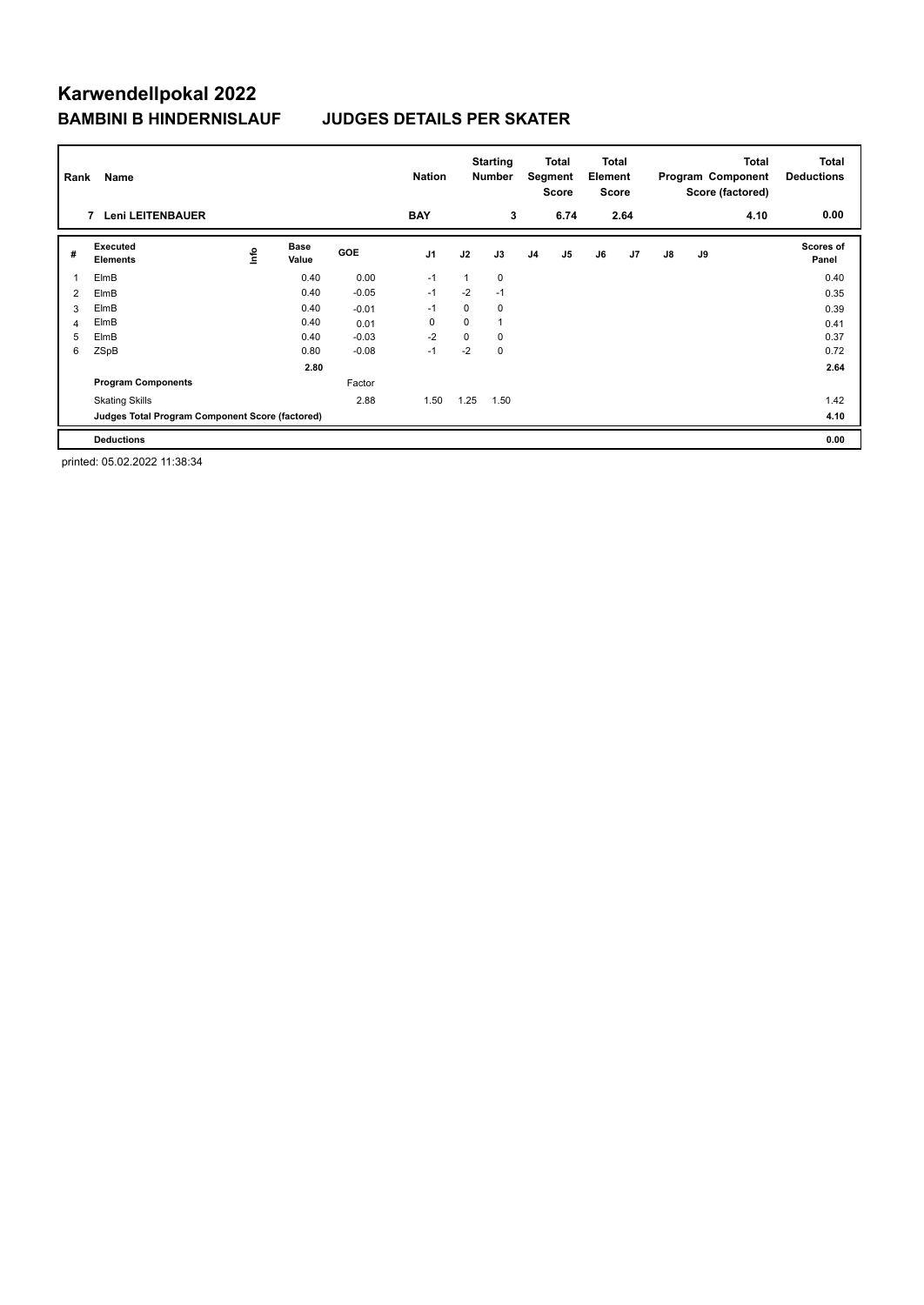# Karwendellpokal 2022

## BAMBINI B HINDERNISLAUF JUDGES DETAILS PER SKATER

| Rank | Name | Nation | Starting Number | Total Segment Score | Total Element Score | Total Program Component Score (factored) | Total Deductions |
|---|---|---|---|---|---|---|---|
| 7 | Leni LEITENBAUER | BAY | 3 | 6.74 | 2.64 | 4.10 | 0.00 |

| # | Executed Elements | Info | Base Value | GOE | J1 | J2 | J3 | J4 | J5 | J6 | J7 | J8 | J9 | Scores of Panel |
|---|---|---|---|---|---|---|---|---|---|---|---|---|---|---|
| 1 | ElmB | | 0.40 | 0.00 | -1 | 1 | 0 | | | | | | | 0.40 |
| 2 | ElmB | | 0.40 | -0.05 | -1 | -2 | -1 | | | | | | | 0.35 |
| 3 | ElmB | | 0.40 | -0.01 | -1 | 0 | 0 | | | | | | | 0.39 |
| 4 | ElmB | | 0.40 | 0.01 | 0 | 0 | 1 | | | | | | | 0.41 |
| 5 | ElmB | | 0.40 | -0.03 | -2 | 0 | 0 | | | | | | | 0.37 |
| 6 | ZSpB | | 0.80 | -0.08 | -1 | -2 | 0 | | | | | | | 0.72 |
| | | | 2.80 | | | | | | | | | | | 2.64 |
| | **Program Components** | | | Factor | | | | | | | | | | |
| | Skating Skills | | | 2.88 | 1.50 | 1.25 | 1.50 | | | | | | | 1.42 |
| | **Judges Total Program Component Score (factored)** | | | | | | | | | | | | | 4.10 |
| | **Deductions** | | | | | | | | | | | | | 0.00 |

printed: 05.02.2022 11:38:34